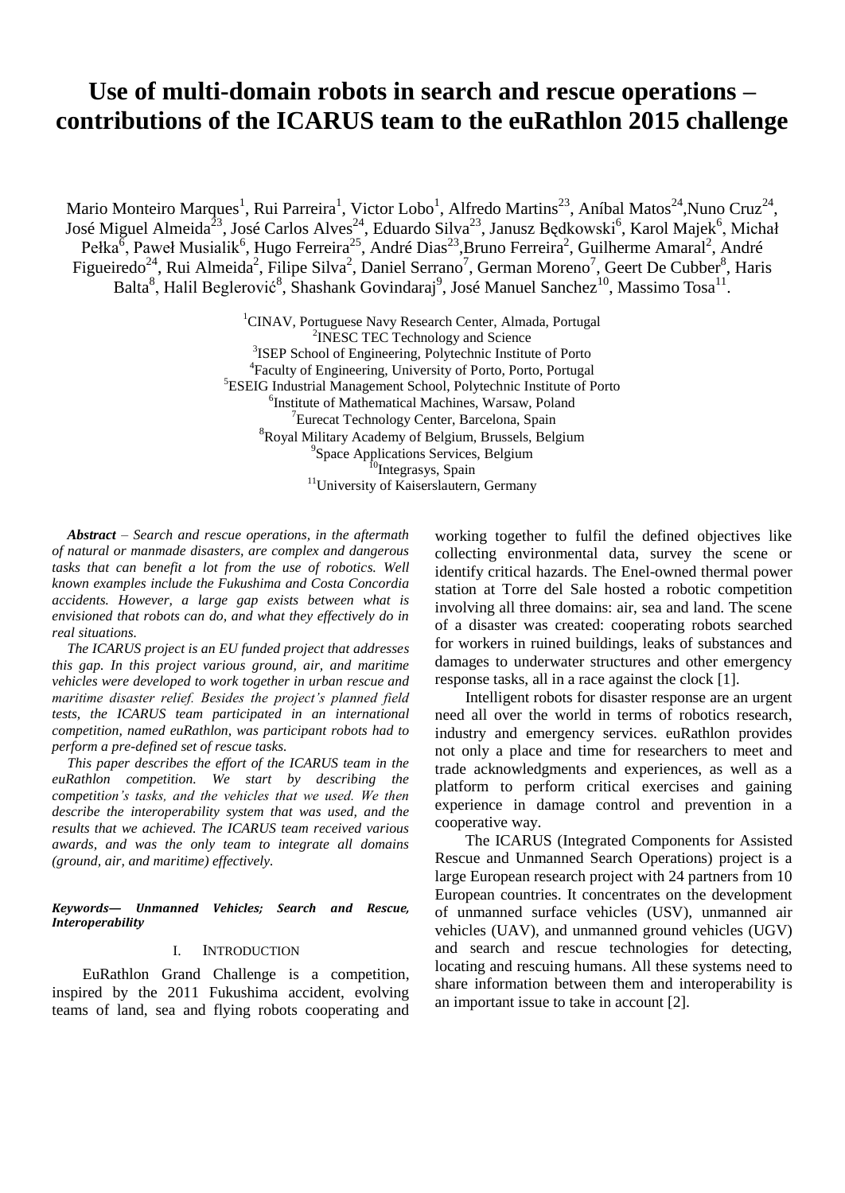# Use of multi-domain robots in search and rescue operations – contributions of the ICARUS team to the euRathlon 2015 challenge

Mario Monteiro Marques[1], Rui Parreira[1], Victor Lobo[1], Alfredo Martins[23], Aníbal Matos[24], Nuno Cruz[24], José Miguel Almeida[23], José Carlos Alves[24], Eduardo Silva[23], Janusz Będkowski[6], Karol Majek[6], Michał Pełka[6], Paweł Musialik[6], Hugo Ferreira[25], André Dias[23], Bruno Ferreira[2], Guilherme Amaral[2], André Figueiredo[24], Rui Almeida[2], Filipe Silva[2], Daniel Serrano[7], German Moreno[7], Geert De Cubber[8], Haris Balta[8], Halil Beglerović[8], Shashank Govindaraj[9], José Manuel Sanchez[10], Massimo Tosa[11].

[1]CINAV, Portuguese Navy Research Center, Almada, Portugal
[2]INESC TEC Technology and Science
[3]ISEP School of Engineering, Polytechnic Institute of Porto
[4]Faculty of Engineering, University of Porto, Porto, Portugal
[5]ESEIG Industrial Management School, Polytechnic Institute of Porto
[6]Institute of Mathematical Machines, Warsaw, Poland
[7]Eurecat Technology Center, Barcelona, Spain
[8]Royal Military Academy of Belgium, Brussels, Belgium
[9]Space Applications Services, Belgium
[10]Integrasys, Spain
[11]University of Kaiserslautern, Germany

***Abstract*** *– Search and rescue operations, in the aftermath of natural or manmade disasters, are complex and dangerous tasks that can benefit a lot from the use of robotics. Well known examples include the Fukushima and Costa Concordia accidents. However, a large gap exists between what is envisioned that robots can do, and what they effectively do in real situations.*

*The ICARUS project is an EU funded project that addresses this gap. In this project various ground, air, and maritime vehicles were developed to work together in urban rescue and maritime disaster relief. Besides the project's planned field tests, the ICARUS team participated in an international competition, named euRathlon, was participant robots had to perform a pre-defined set of rescue tasks.*

*This paper describes the effort of the ICARUS team in the euRathlon competition. We start by describing the competition's tasks, and the vehicles that we used. We then describe the interoperability system that was used, and the results that we achieved. The ICARUS team received various awards, and was the only team to integrate all domains (ground, air, and maritime) effectively.*

***Keywords— Unmanned Vehicles; Search and Rescue, Interoperability***

## I. INTRODUCTION

EuRathlon Grand Challenge is a competition, inspired by the 2011 Fukushima accident, evolving teams of land, sea and flying robots cooperating and working together to fulfil the defined objectives like collecting environmental data, survey the scene or identify critical hazards. The Enel-owned thermal power station at Torre del Sale hosted a robotic competition involving all three domains: air, sea and land. The scene of a disaster was created: cooperating robots searched for workers in ruined buildings, leaks of substances and damages to underwater structures and other emergency response tasks, all in a race against the clock [1].

Intelligent robots for disaster response are an urgent need all over the world in terms of robotics research, industry and emergency services. euRathlon provides not only a place and time for researchers to meet and trade acknowledgments and experiences, as well as a platform to perform critical exercises and gaining experience in damage control and prevention in a cooperative way.

The ICARUS (Integrated Components for Assisted Rescue and Unmanned Search Operations) project is a large European research project with 24 partners from 10 European countries. It concentrates on the development of unmanned surface vehicles (USV), unmanned air vehicles (UAV), and unmanned ground vehicles (UGV) and search and rescue technologies for detecting, locating and rescuing humans. All these systems need to share information between them and interoperability is an important issue to take in account [2].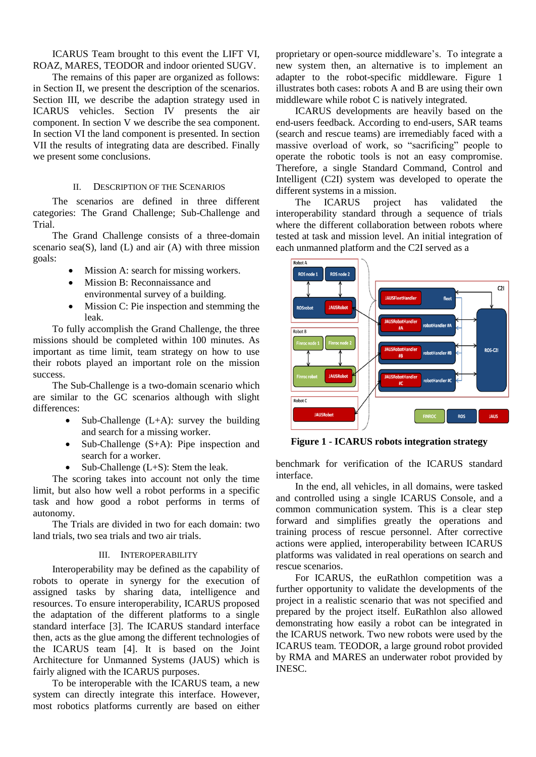ICARUS Team brought to this event the LIFT VI, ROAZ, MARES, TEODOR and indoor oriented SUGV.

The remains of this paper are organized as follows: in Section II, we present the description of the scenarios. Section III, we describe the adaption strategy used in ICARUS vehicles. Section IV presents the air component. In section V we describe the sea component. In section VI the land component is presented. In section VII the results of integrating data are described. Finally we present some conclusions.

## II. Description of the Scenarios

The scenarios are defined in three different categories: The Grand Challenge; Sub-Challenge and Trial.

The Grand Challenge consists of a three-domain scenario sea(S), land (L) and air (A) with three mission goals:

- Mission A: search for missing workers.
- Mission B: Reconnaissance and environmental survey of a building.
- Mission C: Pie inspection and stemming the leak.

To fully accomplish the Grand Challenge, the three missions should be completed within 100 minutes. As important as time limit, team strategy on how to use their robots played an important role on the mission success.

The Sub-Challenge is a two-domain scenario which are similar to the GC scenarios although with slight differences:

- Sub-Challenge (L+A): survey the building and search for a missing worker.
- Sub-Challenge (S+A): Pipe inspection and search for a worker.
- Sub-Challenge (L+S): Stem the leak.

The scoring takes into account not only the time limit, but also how well a robot performs in a specific task and how good a robot performs in terms of autonomy.

The Trials are divided in two for each domain: two land trials, two sea trials and two air trials.

## III. Interoperability

Interoperability may be defined as the capability of robots to operate in synergy for the execution of assigned tasks by sharing data, intelligence and resources. To ensure interoperability, ICARUS proposed the adaptation of the different platforms to a single standard interface [3]. The ICARUS standard interface then, acts as the glue among the different technologies of the ICARUS team [4]. It is based on the Joint Architecture for Unmanned Systems (JAUS) which is fairly aligned with the ICARUS purposes.

To be interoperable with the ICARUS team, a new system can directly integrate this interface. However, most robotics platforms currently are based on either proprietary or open-source middleware's. To integrate a new system then, an alternative is to implement an adapter to the robot-specific middleware. Figure 1 illustrates both cases: robots A and B are using their own middleware while robot C is natively integrated.

ICARUS developments are heavily based on the end-users feedback. According to end-users, SAR teams (search and rescue teams) are irremediably faced with a massive overload of work, so "sacrificing" people to operate the robotic tools is not an easy compromise. Therefore, a single Standard Command, Control and Intelligent (C2I) system was developed to operate the different systems in a mission.

The ICARUS project has validated the interoperability standard through a sequence of trials where the different collaboration between robots where tested at task and mission level. An initial integration of each unmanned platform and the C2I served as a benchmark for verification of the ICARUS standard interface.

**Figure 1 - ICARUS robots integration strategy**

In the end, all vehicles, in all domains, were tasked and controlled using a single ICARUS Console, and a common communication system. This is a clear step forward and simplifies greatly the operations and training process of rescue personnel. After corrective actions were applied, interoperability between ICARUS platforms was validated in real operations on search and rescue scenarios.

For ICARUS, the euRathlon competition was a further opportunity to validate the developments of the project in a realistic scenario that was not specified and prepared by the project itself. EuRathlon also allowed demonstrating how easily a robot can be integrated in the ICARUS network. Two new robots were used by the ICARUS team. TEODOR, a large ground robot provided by RMA and MARES an underwater robot provided by INESC.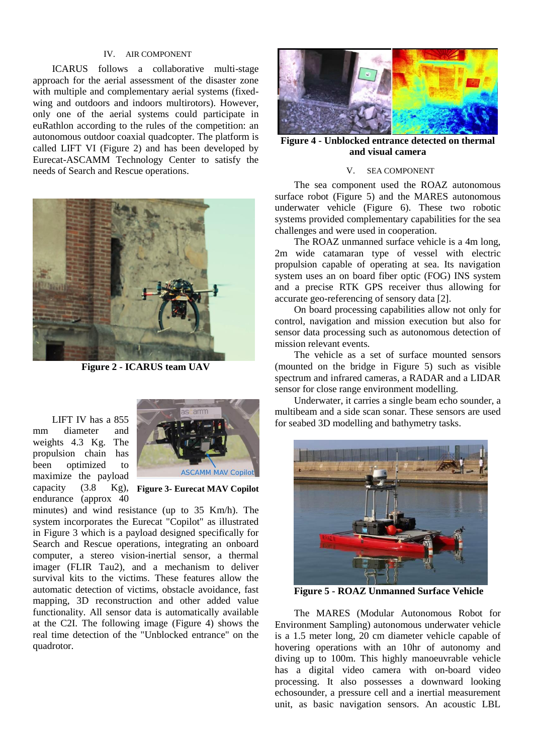## IV. AIR COMPONENT

ICARUS follows a collaborative multi-stage approach for the aerial assessment of the disaster zone with multiple and complementary aerial systems (fixed-wing and outdoors and indoors multirotors). However, only one of the aerial systems could participate in euRathlon according to the rules of the competition: an autonomous outdoor coaxial quadcopter. The platform is called LIFT VI (Figure 2) and has been developed by Eurecat-ASCAMM Technology Center to satisfy the needs of Search and Rescue operations.

**Figure 2 - ICARUS team UAV**

**Figure 3- Eurecat MAV Copilot**

LIFT IV has a 855 mm diameter and weights 4.3 Kg. The propulsion chain has been optimized to maximize the payload capacity (3.8 Kg), endurance (approx 40 minutes) and wind resistance (up to 35 Km/h). The system incorporates the Eurecat "Copilot" as illustrated in Figure 3 which is a payload designed specifically for Search and Rescue operations, integrating an onboard computer, a stereo vision-inertial sensor, a thermal imager (FLIR Tau2), and a mechanism to deliver survival kits to the victims. These features allow the automatic detection of victims, obstacle avoidance, fast mapping, 3D reconstruction and other added value functionality. All sensor data is automatically available at the C2I. The following image (Figure 4) shows the real time detection of the "Unblocked entrance" on the quadrotor.

**Figure 4 - Unblocked entrance detected on thermal and visual camera**

## V. SEA COMPONENT

The sea component used the ROAZ autonomous surface robot (Figure 5) and the MARES autonomous underwater vehicle (Figure 6). These two robotic systems provided complementary capabilities for the sea challenges and were used in cooperation.

The ROAZ unmanned surface vehicle is a 4m long, 2m wide catamaran type of vessel with electric propulsion capable of operating at sea. Its navigation system uses an on board fiber optic (FOG) INS system and a precise RTK GPS receiver thus allowing for accurate geo-referencing of sensory data [2].

On board processing capabilities allow not only for control, navigation and mission execution but also for sensor data processing such as autonomous detection of mission relevant events.

The vehicle as a set of surface mounted sensors (mounted on the bridge in Figure 5) such as visible spectrum and infrared cameras, a RADAR and a LIDAR sensor for close range environment modelling.

Underwater, it carries a single beam echo sounder, a multibeam and a side scan sonar. These sensors are used for seabed 3D modelling and bathymetry tasks.

**Figure 5 - ROAZ Unmanned Surface Vehicle**

The MARES (Modular Autonomous Robot for Environment Sampling) autonomous underwater vehicle is a 1.5 meter long, 20 cm diameter vehicle capable of hovering operations with an 10hr of autonomy and diving up to 100m. This highly manoeuvrable vehicle has a digital video camera with on-board video processing. It also possesses a downward looking echosounder, a pressure cell and a inertial measurement unit, as basic navigation sensors. An acoustic LBL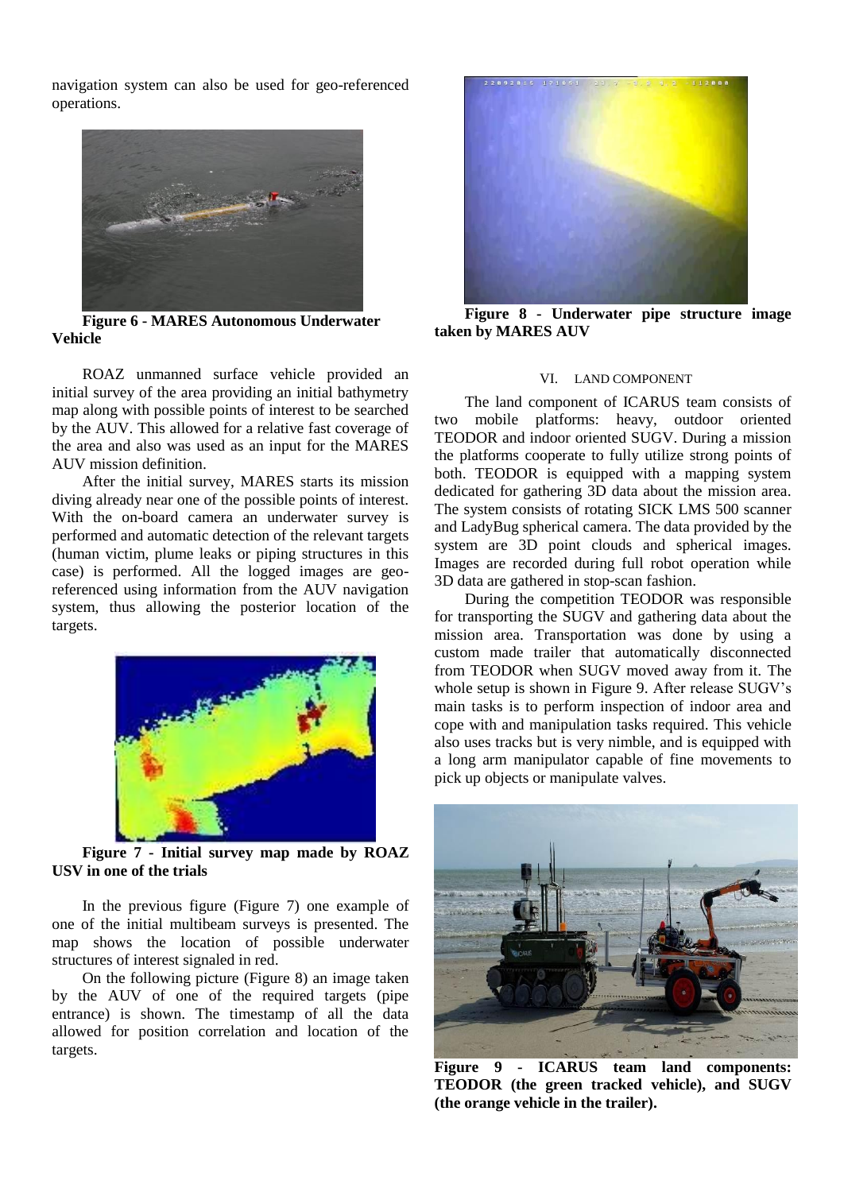navigation system can also be used for geo-referenced operations.

**Figure 6 - MARES Autonomous Underwater Vehicle**

ROAZ unmanned surface vehicle provided an initial survey of the area providing an initial bathymetry map along with possible points of interest to be searched by the AUV. This allowed for a relative fast coverage of the area and also was used as an input for the MARES AUV mission definition.

After the initial survey, MARES starts its mission diving already near one of the possible points of interest. With the on-board camera an underwater survey is performed and automatic detection of the relevant targets (human victim, plume leaks or piping structures in this case) is performed. All the logged images are geo-referenced using information from the AUV navigation system, thus allowing the posterior location of the targets.

**Figure 7 - Initial survey map made by ROAZ USV in one of the trials**

In the previous figure (Figure 7) one example of one of the initial multibeam surveys is presented. The map shows the location of possible underwater structures of interest signaled in red.

On the following picture (Figure 8) an image taken by the AUV of one of the required targets (pipe entrance) is shown. The timestamp of all the data allowed for position correlation and location of the targets.

**Figure 8 - Underwater pipe structure image taken by MARES AUV**

## VI. LAND COMPONENT

The land component of ICARUS team consists of two mobile platforms: heavy, outdoor oriented TEODOR and indoor oriented SUGV. During a mission the platforms cooperate to fully utilize strong points of both. TEODOR is equipped with a mapping system dedicated for gathering 3D data about the mission area. The system consists of rotating SICK LMS 500 scanner and LadyBug spherical camera. The data provided by the system are 3D point clouds and spherical images. Images are recorded during full robot operation while 3D data are gathered in stop-scan fashion.

During the competition TEODOR was responsible for transporting the SUGV and gathering data about the mission area. Transportation was done by using a custom made trailer that automatically disconnected from TEODOR when SUGV moved away from it. The whole setup is shown in Figure 9. After release SUGV's main tasks is to perform inspection of indoor area and cope with and manipulation tasks required. This vehicle also uses tracks but is very nimble, and is equipped with a long arm manipulator capable of fine movements to pick up objects or manipulate valves.

**Figure 9 - ICARUS team land components: TEODOR (the green tracked vehicle), and SUGV (the orange vehicle in the trailer).**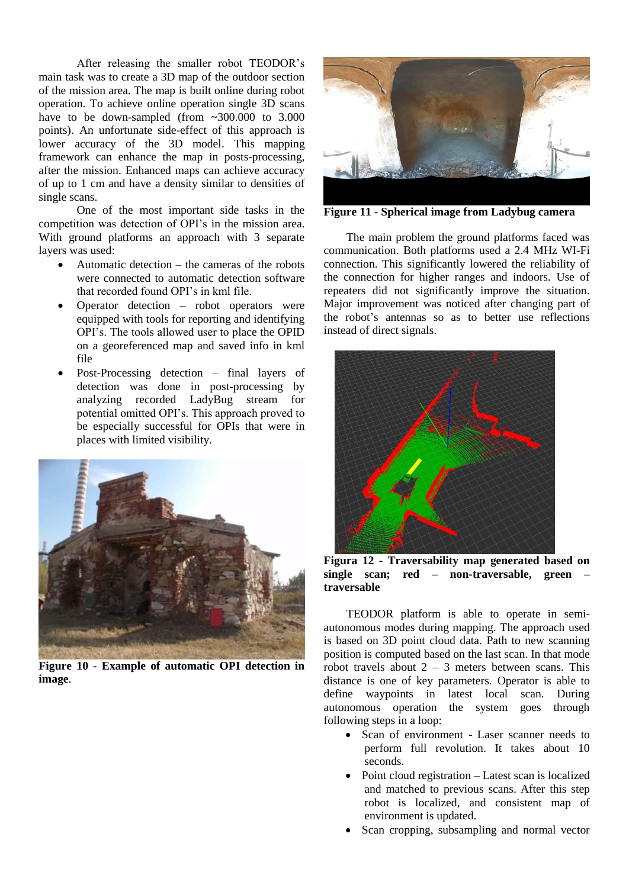After releasing the smaller robot TEODOR's main task was to create a 3D map of the outdoor section of the mission area. The map is built online during robot operation. To achieve online operation single 3D scans have to be down-sampled (from ~300.000 to 3.000 points). An unfortunate side-effect of this approach is lower accuracy of the 3D model. This mapping framework can enhance the map in posts-processing, after the mission. Enhanced maps can achieve accuracy of up to 1 cm and have a density similar to densities of single scans.

One of the most important side tasks in the competition was detection of OPI's in the mission area. With ground platforms an approach with 3 separate layers was used:

- Automatic detection – the cameras of the robots were connected to automatic detection software that recorded found OPI's in kml file.
- Operator detection – robot operators were equipped with tools for reporting and identifying OPI's. The tools allowed user to place the OPID on a georeferenced map and saved info in kml file
- Post-Processing detection – final layers of detection was done in post-processing by analyzing recorded LadyBug stream for potential omitted OPI's. This approach proved to be especially successful for OPIs that were in places with limited visibility.

**Figure 10 - Example of automatic OPI detection in image**.

**Figure 11 - Spherical image from Ladybug camera**

The main problem the ground platforms faced was communication. Both platforms used a 2.4 MHz WI-Fi connection. This significantly lowered the reliability of the connection for higher ranges and indoors. Use of repeaters did not significantly improve the situation. Major improvement was noticed after changing part of the robot's antennas so as to better use reflections instead of direct signals.

**Figura 12 - Traversability map generated based on single scan; red – non-traversable, green – traversable**

TEODOR platform is able to operate in semi-autonomous modes during mapping. The approach used is based on 3D point cloud data. Path to new scanning position is computed based on the last scan. In that mode robot travels about 2 – 3 meters between scans. This distance is one of key parameters. Operator is able to define waypoints in latest local scan. During autonomous operation the system goes through following steps in a loop:

- Scan of environment - Laser scanner needs to perform full revolution. It takes about 10 seconds.
- Point cloud registration – Latest scan is localized and matched to previous scans. After this step robot is localized, and consistent map of environment is updated.
- Scan cropping, subsampling and normal vector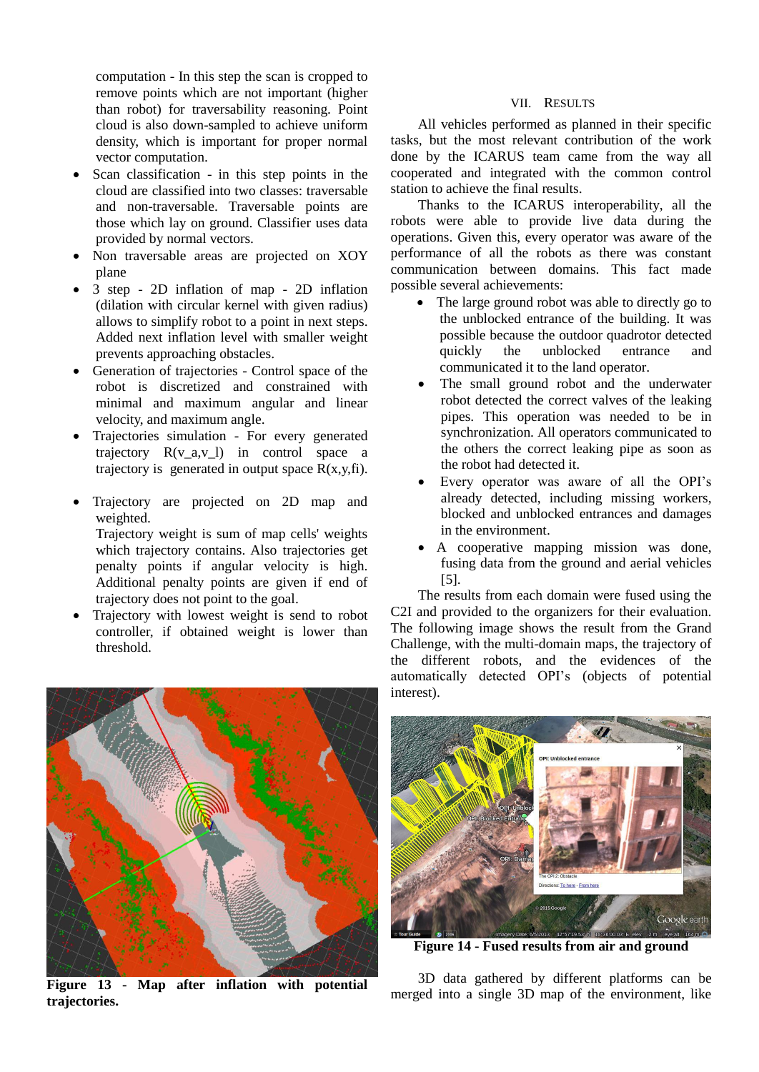computation - In this step the scan is cropped to remove points which are not important (higher than robot) for traversability reasoning. Point cloud is also down-sampled to achieve uniform density, which is important for proper normal vector computation.

- Scan classification - in this step points in the cloud are classified into two classes: traversable and non-traversable. Traversable points are those which lay on ground. Classifier uses data provided by normal vectors.
- Non traversable areas are projected on XOY plane
- 3 step - 2D inflation of map - 2D inflation (dilation with circular kernel with given radius) allows to simplify robot to a point in next steps. Added next inflation level with smaller weight prevents approaching obstacles.
- Generation of trajectories - Control space of the robot is discretized and constrained with minimal and maximum angular and linear velocity, and maximum angle.
- Trajectories simulation - For every generated trajectory R(v_a,v_l) in control space a trajectory is generated in output space R(x,y,fi).
- Trajectory are projected on 2D map and weighted.
  Trajectory weight is sum of map cells' weights which trajectory contains. Also trajectories get penalty points if angular velocity is high. Additional penalty points are given if end of trajectory does not point to the goal.
- Trajectory with lowest weight is send to robot controller, if obtained weight is lower than threshold.

**Figure 13 - Map after inflation with potential trajectories.**

## VII. Results

All vehicles performed as planned in their specific tasks, but the most relevant contribution of the work done by the ICARUS team came from the way all cooperated and integrated with the common control station to achieve the final results.

Thanks to the ICARUS interoperability, all the robots were able to provide live data during the operations. Given this, every operator was aware of the performance of all the robots as there was constant communication between domains. This fact made possible several achievements:

- The large ground robot was able to directly go to the unblocked entrance of the building. It was possible because the outdoor quadrotor detected quickly the unblocked entrance and communicated it to the land operator.
- The small ground robot and the underwater robot detected the correct valves of the leaking pipes. This operation was needed to be in synchronization. All operators communicated to the others the correct leaking pipe as soon as the robot had detected it.
- Every operator was aware of all the OPI's already detected, including missing workers, blocked and unblocked entrances and damages in the environment.
- A cooperative mapping mission was done, fusing data from the ground and aerial vehicles [5].

The results from each domain were fused using the C2I and provided to the organizers for their evaluation. The following image shows the result from the Grand Challenge, with the multi-domain maps, the trajectory of the different robots, and the evidences of the automatically detected OPI's (objects of potential interest).

**Figure 14 - Fused results from air and ground**

3D data gathered by different platforms can be merged into a single 3D map of the environment, like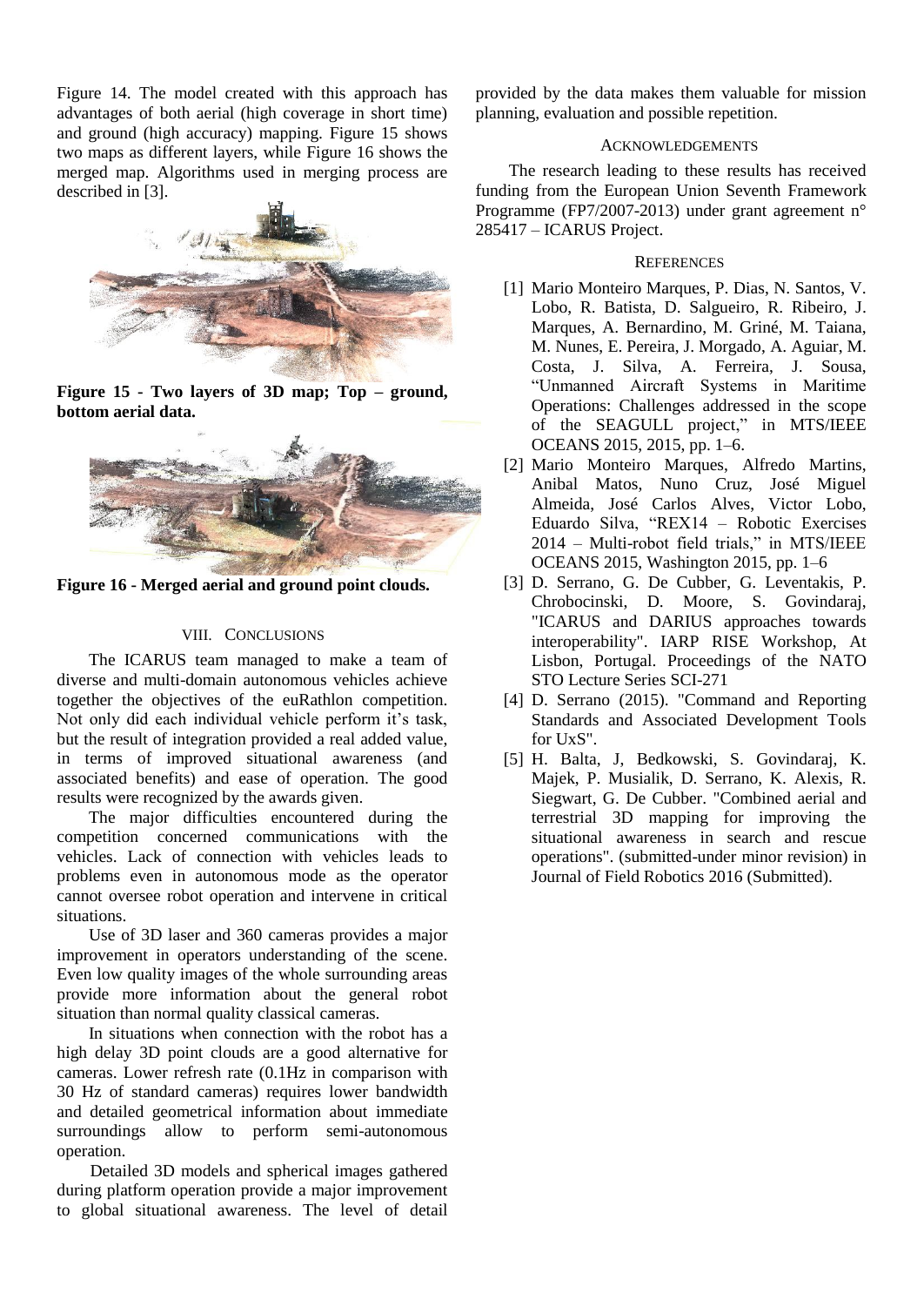Figure 14. The model created with this approach has advantages of both aerial (high coverage in short time) and ground (high accuracy) mapping. Figure 15 shows two maps as different layers, while Figure 16 shows the merged map. Algorithms used in merging process are described in [3].

**Figure 15 - Two layers of 3D map; Top – ground, bottom aerial data.**

**Figure 16 - Merged aerial and ground point clouds.**

## VIII. Conclusions

The ICARUS team managed to make a team of diverse and multi-domain autonomous vehicles achieve together the objectives of the euRathlon competition. Not only did each individual vehicle perform it's task, but the result of integration provided a real added value, in terms of improved situational awareness (and associated benefits) and ease of operation. The good results were recognized by the awards given.

The major difficulties encountered during the competition concerned communications with the vehicles. Lack of connection with vehicles leads to problems even in autonomous mode as the operator cannot oversee robot operation and intervene in critical situations.

Use of 3D laser and 360 cameras provides a major improvement in operators understanding of the scene. Even low quality images of the whole surrounding areas provide more information about the general robot situation than normal quality classical cameras.

In situations when connection with the robot has a high delay 3D point clouds are a good alternative for cameras. Lower refresh rate (0.1Hz in comparison with 30 Hz of standard cameras) requires lower bandwidth and detailed geometrical information about immediate surroundings allow to perform semi-autonomous operation.

Detailed 3D models and spherical images gathered during platform operation provide a major improvement to global situational awareness. The level of detail provided by the data makes them valuable for mission planning, evaluation and possible repetition.

## Acknowledgements

The research leading to these results has received funding from the European Union Seventh Framework Programme (FP7/2007-2013) under grant agreement n° 285417 – ICARUS Project.

## References

[1] Mario Monteiro Marques, P. Dias, N. Santos, V. Lobo, R. Batista, D. Salgueiro, R. Ribeiro, J. Marques, A. Bernardino, M. Griné, M. Taiana, M. Nunes, E. Pereira, J. Morgado, A. Aguiar, M. Costa, J. Silva, A. Ferreira, J. Sousa, "Unmanned Aircraft Systems in Maritime Operations: Challenges addressed in the scope of the SEAGULL project," in MTS/IEEE OCEANS 2015, 2015, pp. 1–6.

[2] Mario Monteiro Marques, Alfredo Martins, Anibal Matos, Nuno Cruz, José Miguel Almeida, José Carlos Alves, Victor Lobo, Eduardo Silva, "REX14 – Robotic Exercises 2014 – Multi-robot field trials," in MTS/IEEE OCEANS 2015, Washington 2015, pp. 1–6

[3] D. Serrano, G. De Cubber, G. Leventakis, P. Chrobocinski, D. Moore, S. Govindaraj, "ICARUS and DARIUS approaches towards interoperability". IARP RISE Workshop, At Lisbon, Portugal. Proceedings of the NATO STO Lecture Series SCI-271

[4] D. Serrano (2015). "Command and Reporting Standards and Associated Development Tools for UxS".

[5] H. Balta, J, Bedkowski, S. Govindaraj, K. Majek, P. Musialik, D. Serrano, K. Alexis, R. Siegwart, G. De Cubber. "Combined aerial and terrestrial 3D mapping for improving the situational awareness in search and rescue operations". (submitted-under minor revision) in Journal of Field Robotics 2016 (Submitted).